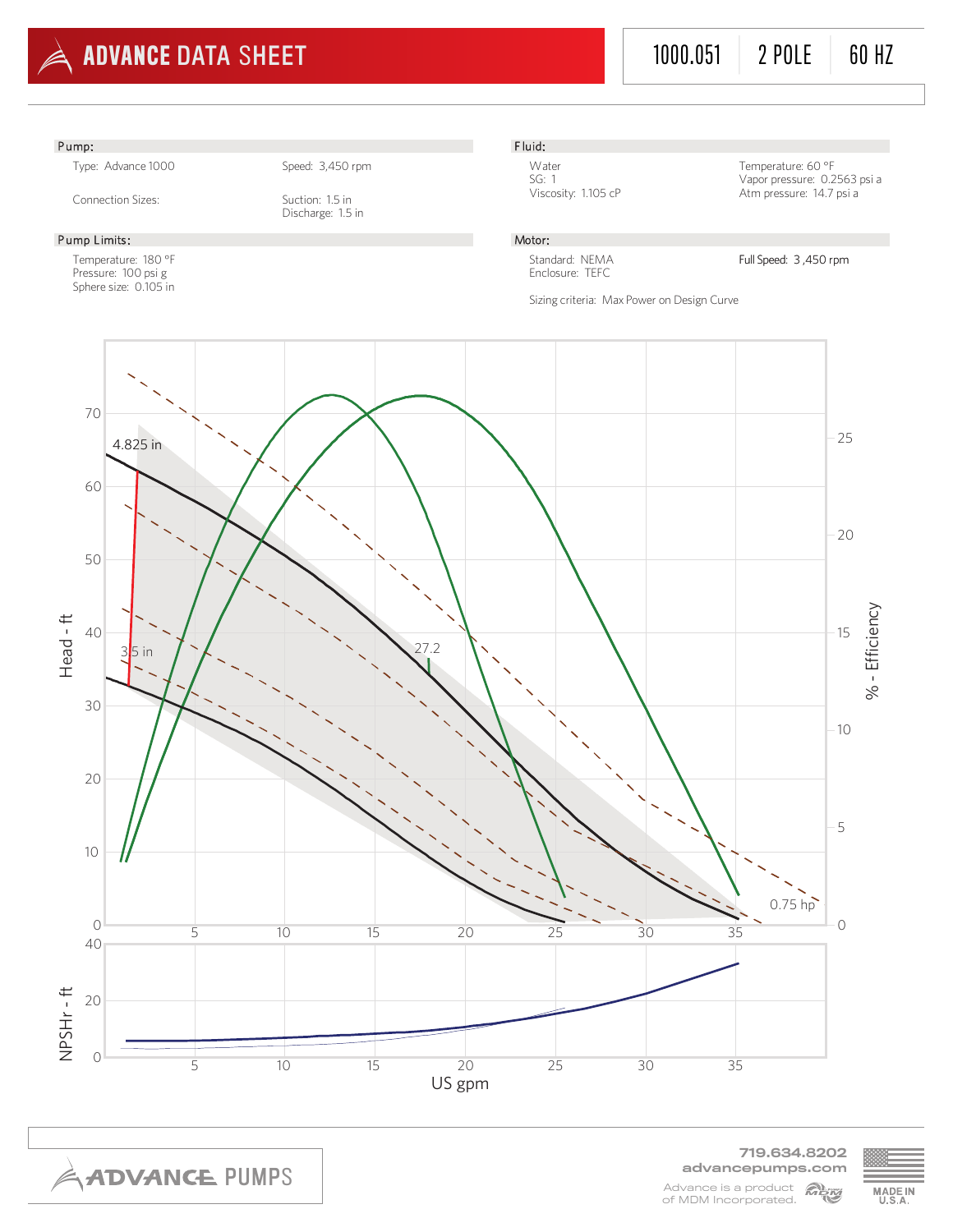# ADVANCE DATA SHEET

1000.051 | 2 POLE | 60 HZ

## Pump:

Type: Advance 1000

Speed: 3,450 rpm

Connection Sizes:

Suction: 1.5 in
Discharge: 1.5 in

## Fluid:

Water
SG: 1
Viscosity: 1.105 cP

Temperature: 60 °F
Vapor pressure: 0.2563 psi a
Atm pressure: 14.7 psi a

## Pump Limits:

Temperature: 180 °F
Pressure: 100 psi g
Sphere size: 0.105 in

## Motor:

Standard: NEMA
Enclosure: TEFC

Full Speed: 3 ,450 rpm

Sizing criteria: Max Power on Design Curve

4.825 in

3.5 in

27.2

0.75 hp

Head - ft

% - Efficiency

NPSHr - ft

US gpm

719.634.8202
advancepumps.com

Advance is a product of MDM Incorporated.

MADE IN U.S.A.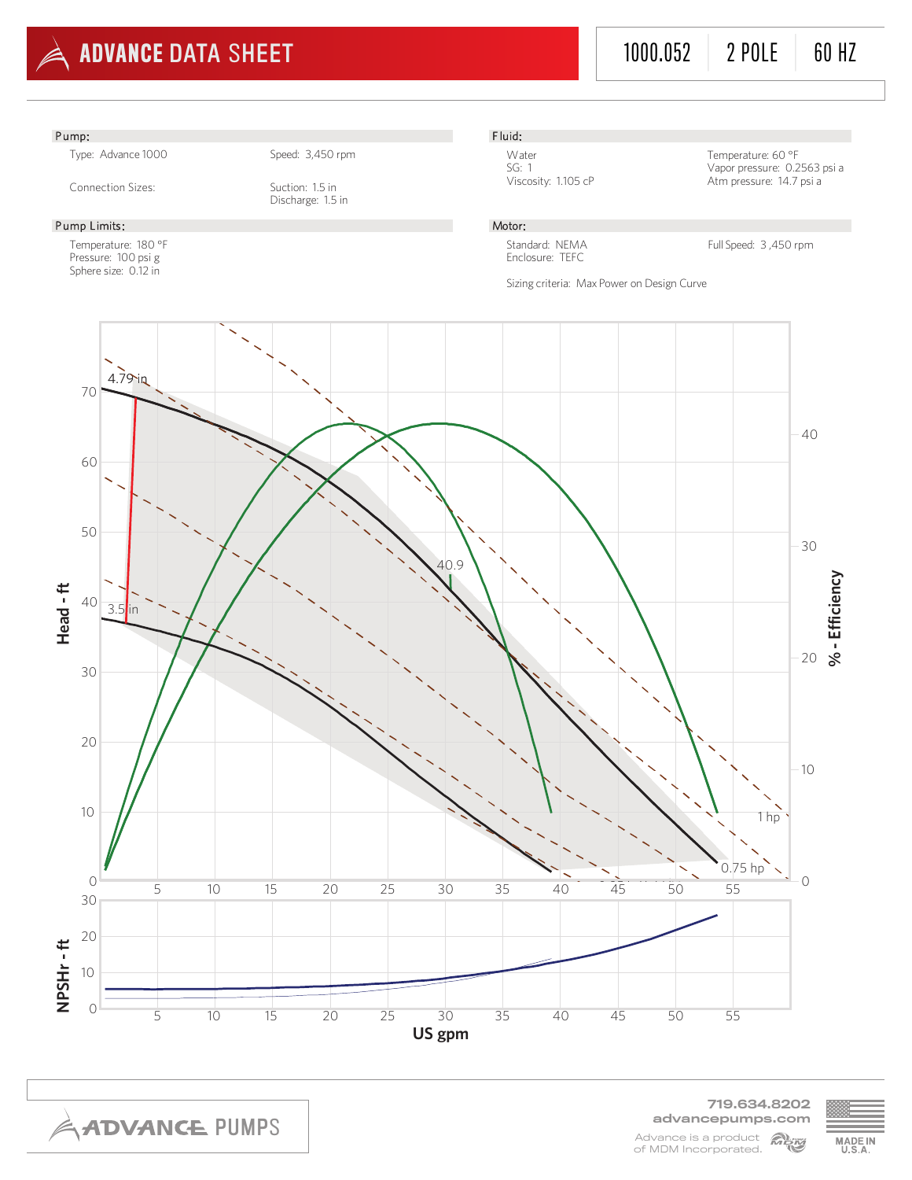# ADVANCE DATA SHEET

1000.052 | 2 POLE | 60 HZ

## Pump:

Type: Advance 1000

Speed: 3,450 rpm

Connection Sizes:

Suction: 1.5 in
Discharge: 1.5 in

## Pump Limits:

Temperature: 180 °F
Pressure: 100 psi g
Sphere size: 0.12 in

## Fluid:

Water
SG: 1
Viscosity: 1.105 cP

Temperature: 60 °F
Vapor pressure: 0.2563 psi a
Atm pressure: 14.7 psi a

## Motor:

Standard: NEMA
Enclosure: TEFC

Full Speed: 3 ,450 rpm

Sizing criteria: Max Power on Design Curve

Head - ft

% - Efficiency

4.79 in

3.5 in

40.9

1 hp

0.75 hp

NPSHr - ft

US gpm

719.634.8202
advancepumps.com

Advance is a product of MDM Incorporated.

MADE IN U.S.A.

ADVANCE PUMPS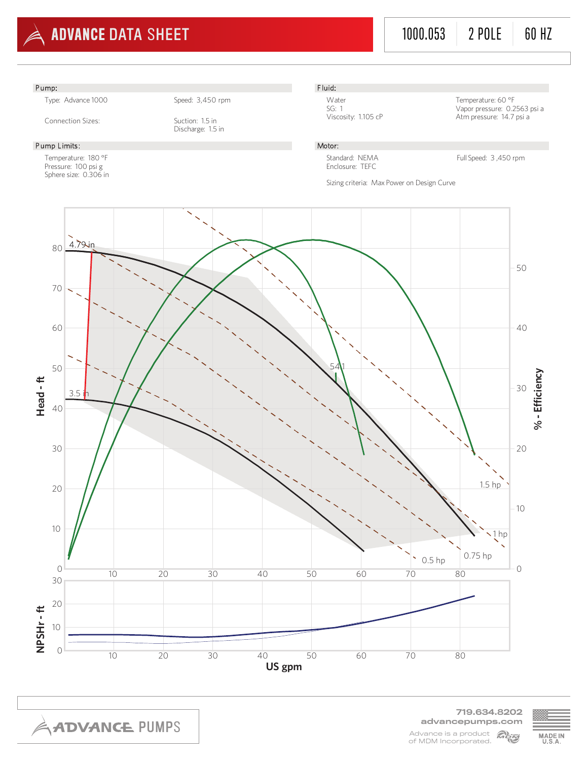# ADVANCE DATA SHEET

1000.053 | 2 POLE | 60 HZ

## Pump:

Type: Advance 1000

Speed: 3,450 rpm

Connection Sizes:

Suction: 1.5 in
Discharge: 1.5 in

## Pump Limits:

Temperature: 180 °F
Pressure: 100 psi g
Sphere size: 0.306 in

## Fluid:

Water
SG: 1
Viscosity: 1.105 cP

Temperature: 60 °F
Vapor pressure: 0.2563 psi a
Atm pressure: 14.7 psi a

## Motor:

Standard: NEMA
Enclosure: TEFC

Full Speed: 3,450 rpm

Sizing criteria: Max Power on Design Curve

Head - ft

% - Efficiency

4.79 in

3.5 in

54.1

1.5 hp

1 hp

0.75 hp

0.5 hp

NPSHr - ft

US gpm

719.634.8202
advancepumps.com
Advance is a product of MDM Incorporated.

MADE IN U.S.A.

ADVANCE PUMPS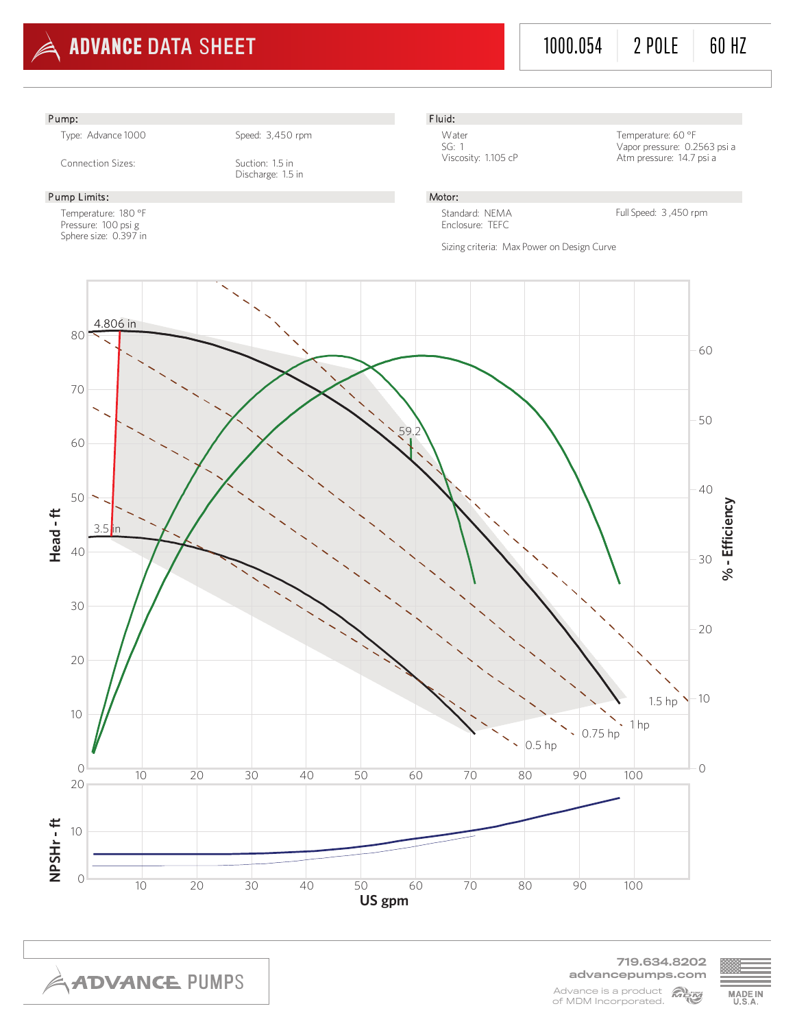# ADVANCE DATA SHEET

1000.054 | 2 POLE | 60 HZ

## Pump:

Type: Advance 1000

Speed: 3,450 rpm

Connection Sizes:

Suction: 1.5 in
Discharge: 1.5 in

## Pump Limits:

Temperature: 180 °F
Pressure: 100 psi g
Sphere size: 0.397 in

## Fluid:

Water
SG: 1
Viscosity: 1.105 cP

Temperature: 60 °F
Vapor pressure: 0.2563 psi a
Atm pressure: 14.7 psi a

## Motor:

Standard: NEMA
Enclosure: TEFC

Full Speed: 3 ,450 rpm

Sizing criteria: Max Power on Design Curve

4.806 in

3.5 in

59.2

0.5 hp

0.75 hp

1 hp

1.5 hp

Head - ft

% - Efficiency

NPSHr - ft

US gpm

719.634.8202
advancepumps.com

Advance is a product of MDM Incorporated.

MADE IN U.S.A.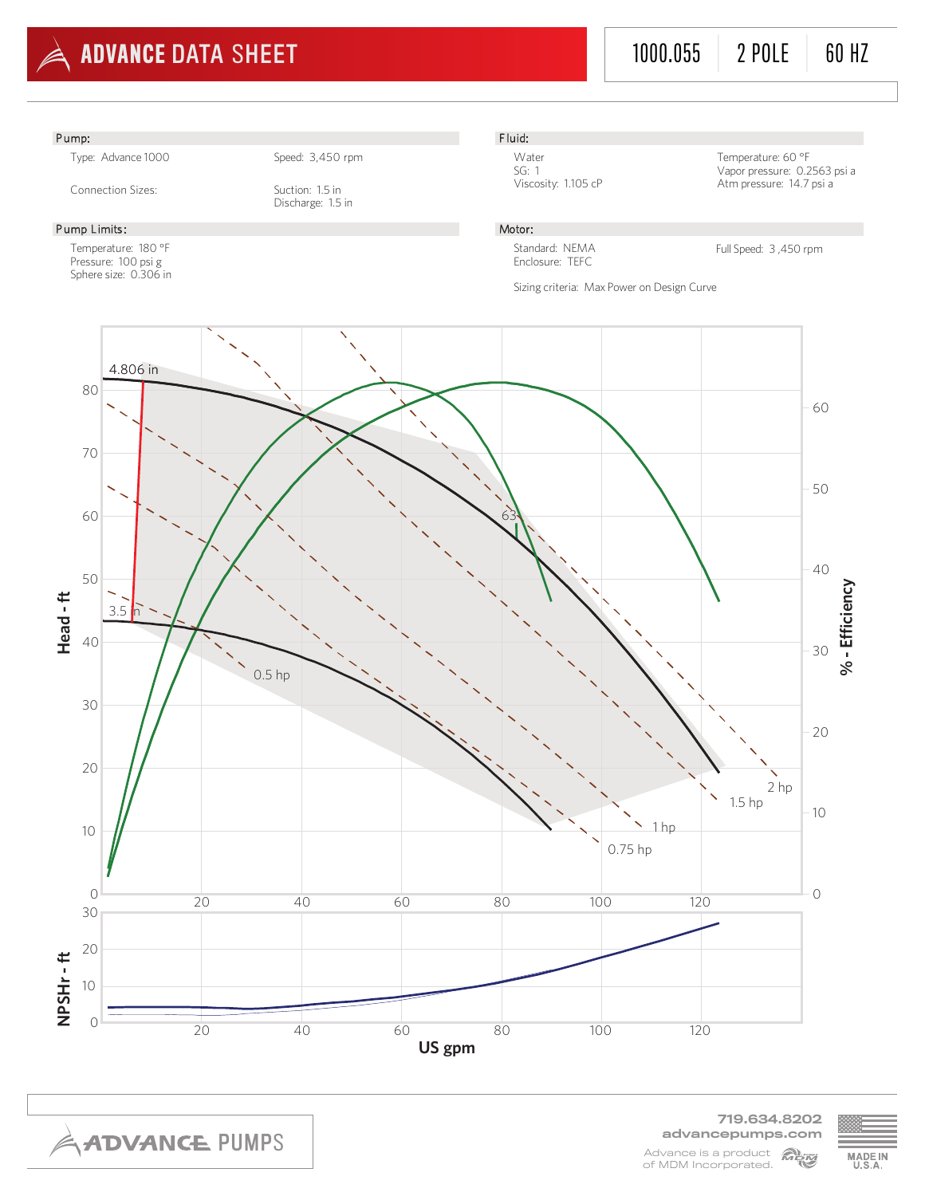# ADVANCE DATA SHEET

1000.055 | 2 POLE | 60 HZ

## Pump:

Type: Advance 1000

Speed: 3,450 rpm

Connection Sizes:

Suction: 1.5 in
Discharge: 1.5 in

## Pump Limits:

Temperature: 180 °F
Pressure: 100 psi g
Sphere size: 0.306 in

## Fluid:

Water
SG: 1
Viscosity: 1.105 cP

Temperature: 60 °F
Vapor pressure: 0.2563 psi a
Atm pressure: 14.7 psi a

## Motor:

Standard: NEMA
Enclosure: TEFC

Full Speed: 3 ,450 rpm

Sizing criteria: Max Power on Design Curve

4.806 in

3.5 in

63

0.5 hp

0.75 hp

1 hp

1.5 hp

2 hp

Head - ft

% - Efficiency

NPSHr - ft

US gpm

719.634.8202
advancepumps.com

Advance is a product of MDM Incorporated.

MADE IN U.S.A.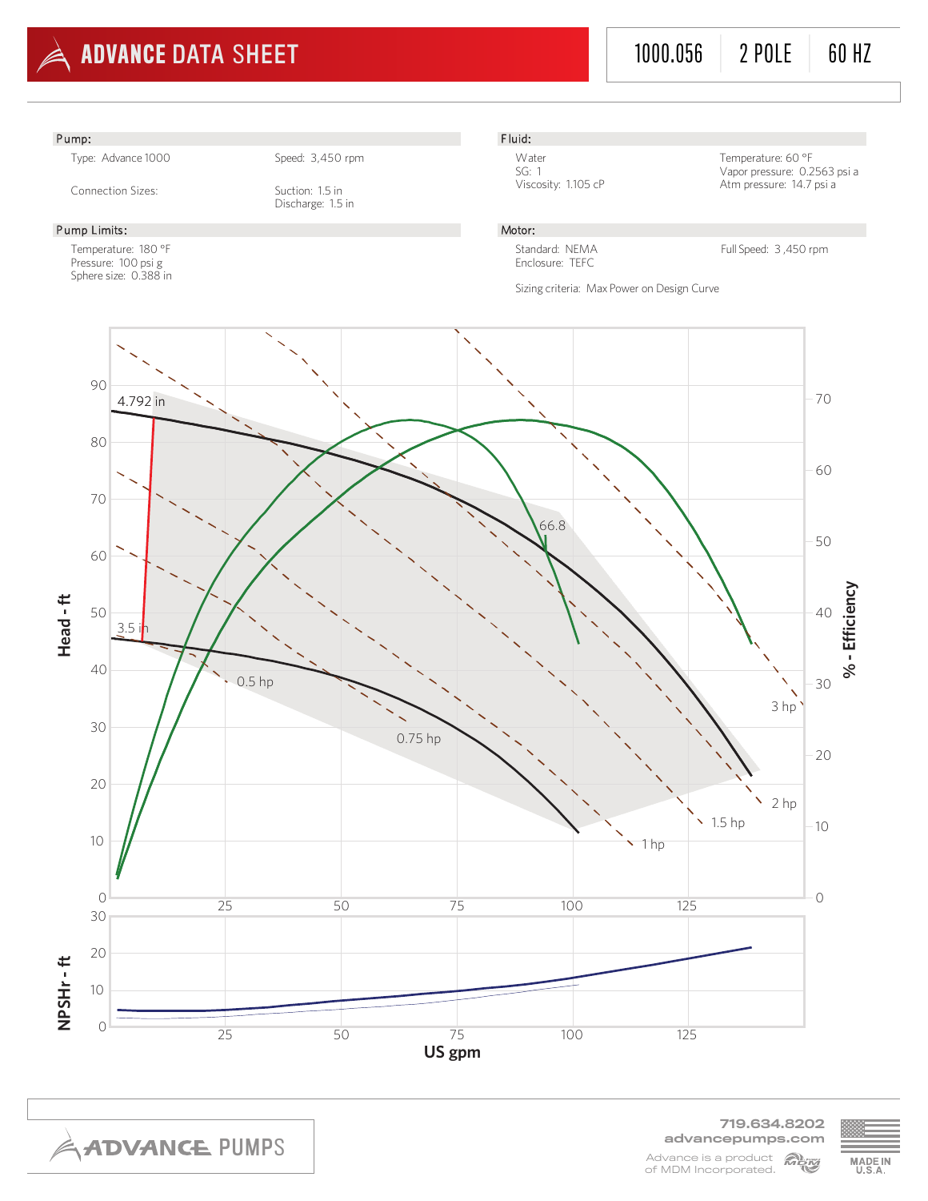# ADVANCE DATA SHEET

1000.056 | 2 POLE | 60 HZ

## Pump:

Type: Advance 1000

Speed: 3,450 rpm

Connection Sizes:

Suction: 1.5 in
Discharge: 1.5 in

## Pump Limits:

Temperature: 180 °F
Pressure: 100 psi g
Sphere size: 0.388 in

## Fluid:

Water
SG: 1
Viscosity: 1.105 cP

Temperature: 60 °F
Vapor pressure: 0.2563 psi a
Atm pressure: 14.7 psi a

## Motor:

Standard: NEMA
Enclosure: TEFC

Full Speed: 3,450 rpm

Sizing criteria: Max Power on Design Curve

Head - ft | % - Efficiency

4.792 in | 3.5 in | 66.8 | 0.5 hp | 0.75 hp | 1 hp | 1.5 hp | 2 hp | 3 hp

NPSHr - ft

US gpm

719.634.8202
advancepumps.com
Advance is a product of MDM Incorporated.

ADVANCE PUMPS

MADE IN U.S.A.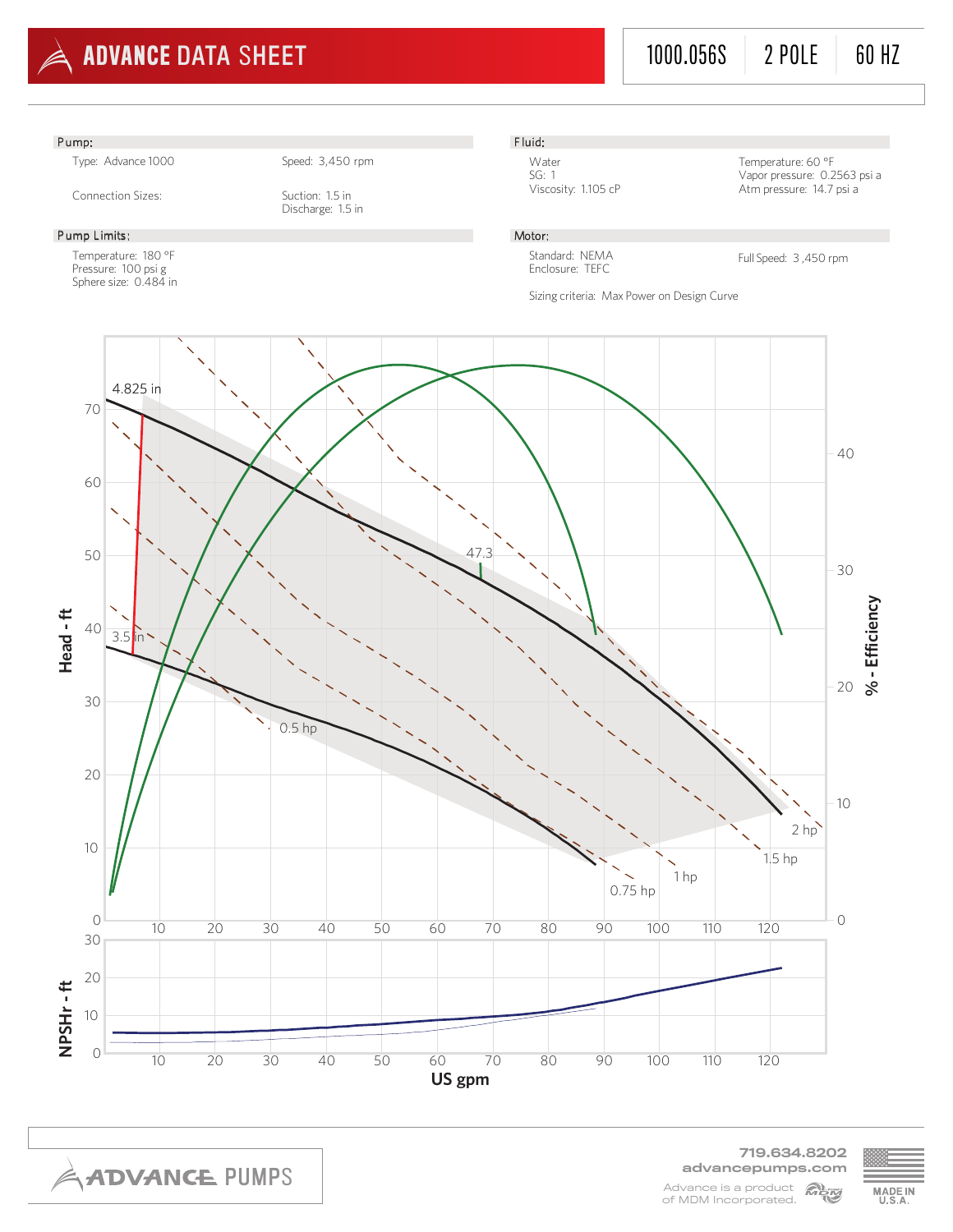# ADVANCE DATA SHEET

1000.056S | 2 POLE | 60 HZ

## Pump:

Type: Advance 1000

Speed: 3,450 rpm

Connection Sizes:

Suction: 1.5 in
Discharge: 1.5 in

## Fluid:

Water
SG: 1
Viscosity: 1.105 cP

Temperature: 60 °F
Vapor pressure: 0.2563 psi a
Atm pressure: 14.7 psi a

## Pump Limits:

Temperature: 180 °F
Pressure: 100 psi g
Sphere size: 0.484 in

## Motor:

Standard: NEMA
Enclosure: TEFC

Full Speed: 3,450 rpm

Sizing criteria: Max Power on Design Curve

Head - ft / % - Efficiency vs. US gpm: impeller curves 4.825 in and 3.5 in; power lines 0.5 hp, 0.75 hp, 1 hp, 1.5 hp, 2 hp; efficiency 47.3

NPSHr - ft vs. US gpm

719.634.8202
advancepumps.com
Advance is a product of MDM Incorporated.

MADE IN U.S.A.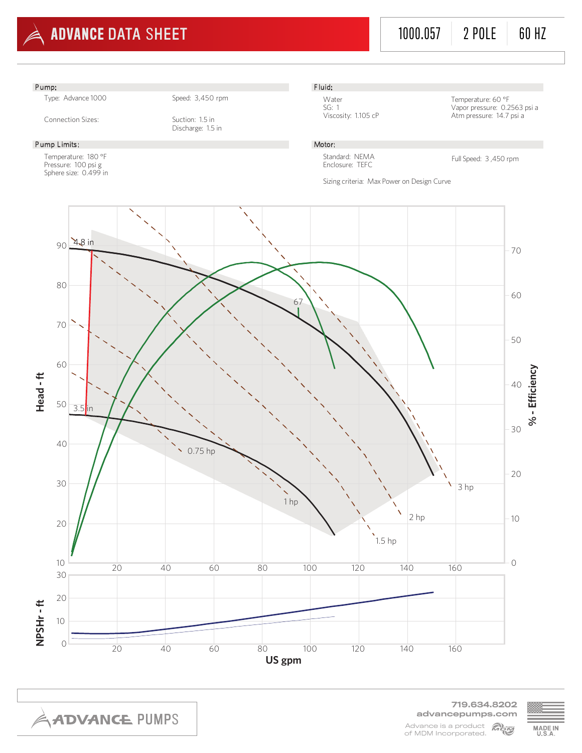# ADVANCE DATA SHEET

1000.057 | 2 POLE | 60 HZ

## Pump:

Type: Advance 1000

Speed: 3,450 rpm

Connection Sizes:

Suction: 1.5 in
Discharge: 1.5 in

## Pump Limits:

Temperature: 180 °F
Pressure: 100 psi g
Sphere size: 0.499 in

## Fluid:

Water
SG: 1
Viscosity: 1.105 cP

Temperature: 60 °F
Vapor pressure: 0.2563 psi a
Atm pressure: 14.7 psi a

## Motor:

Standard: NEMA
Enclosure: TEFC

Full Speed: 3 ,450 rpm

Sizing criteria: Max Power on Design Curve

4.8 in
3.5 in
67
0.75 hp
1 hp
1.5 hp
2 hp
3 hp

Head - ft
% - Efficiency
NPSHr - ft
US gpm

719.634.8202
advancepumps.com
Advance is a product of MDM Incorporated.
MADE IN U.S.A.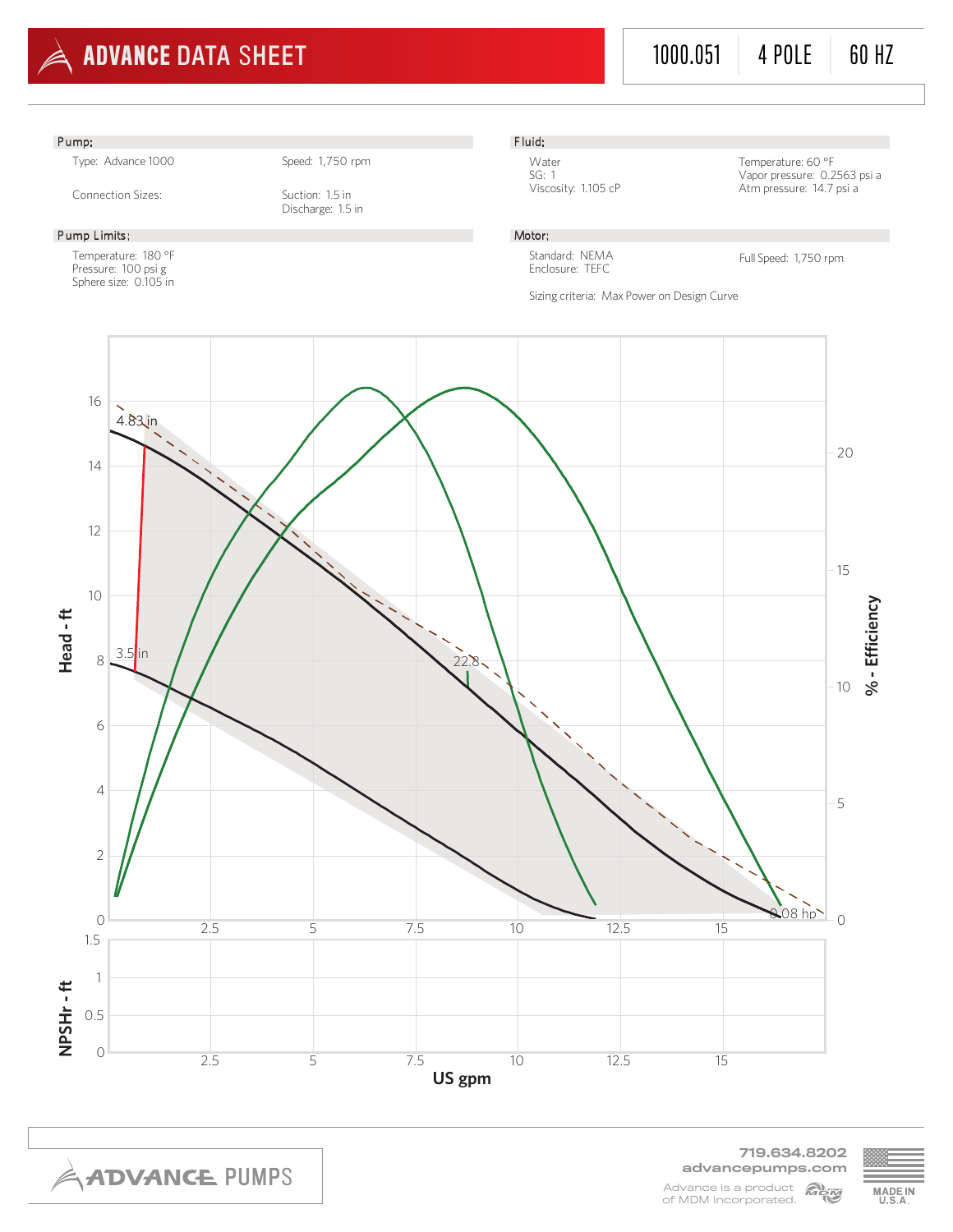# ADVANCE DATA SHEET

1000.051 | 4 POLE | 60 HZ

## Pump:

Type: Advance 1000

Speed: 1,750 rpm

Connection Sizes:

Suction: 1.5 in
Discharge: 1.5 in

## Fluid:

Water
SG: 1
Viscosity: 1.105 cP

Temperature: 60 °F
Vapor pressure: 0.2563 psi a
Atm pressure: 14.7 psi a

## Pump Limits:

Temperature: 180 °F
Pressure: 100 psi g
Sphere size: 0.105 in

## Motor:

Standard: NEMA
Enclosure: TEFC

Full Speed: 1,750 rpm

Sizing criteria: Max Power on Design Curve

Chart labels: 4.83 in; 3.5 in; 22.8; 0.08 hp

Head - ft (0, 2, 4, 6, 8, 10, 12, 14, 16)

% - Efficiency (0, 5, 10, 15, 20)

NPSHr - ft (0, 0.5, 1, 1.5)

US gpm (2.5, 5, 7.5, 10, 12.5, 15)

ADVANCE PUMPS

719.634.8202
advancepumps.com

Advance is a product of MDM Incorporated.

MADE IN U.S.A.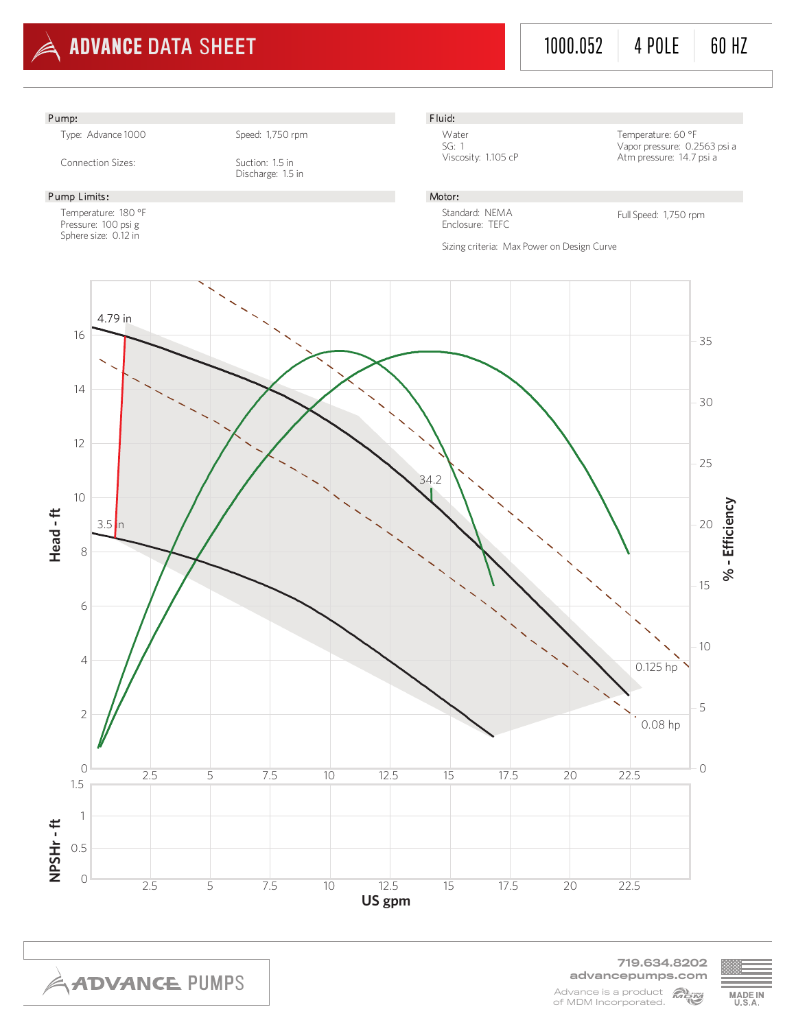# ADVANCE DATA SHEET

1000.052 | 4 POLE | 60 HZ

## Pump:

Type: Advance 1000
Speed: 1,750 rpm

Connection Sizes:
Suction: 1.5 in
Discharge: 1.5 in

## Pump Limits:

Temperature: 180 °F
Pressure: 100 psi g
Sphere size: 0.12 in

## Fluid:

Water
SG: 1
Viscosity: 1.105 cP
Temperature: 60 °F
Vapor pressure: 0.2563 psi a
Atm pressure: 14.7 psi a

## Motor:

Standard: NEMA
Enclosure: TEFC
Full Speed: 1,750 rpm

Sizing criteria: Max Power on Design Curve

Head - ft | % - Efficiency | NPSHr - ft | US gpm

4.79 in | 3.5 in | 34.2 | 0.125 hp | 0.08 hp

719.634.8202
advancepumps.com
Advance is a product of MDM Incorporated.
MADE IN U.S.A.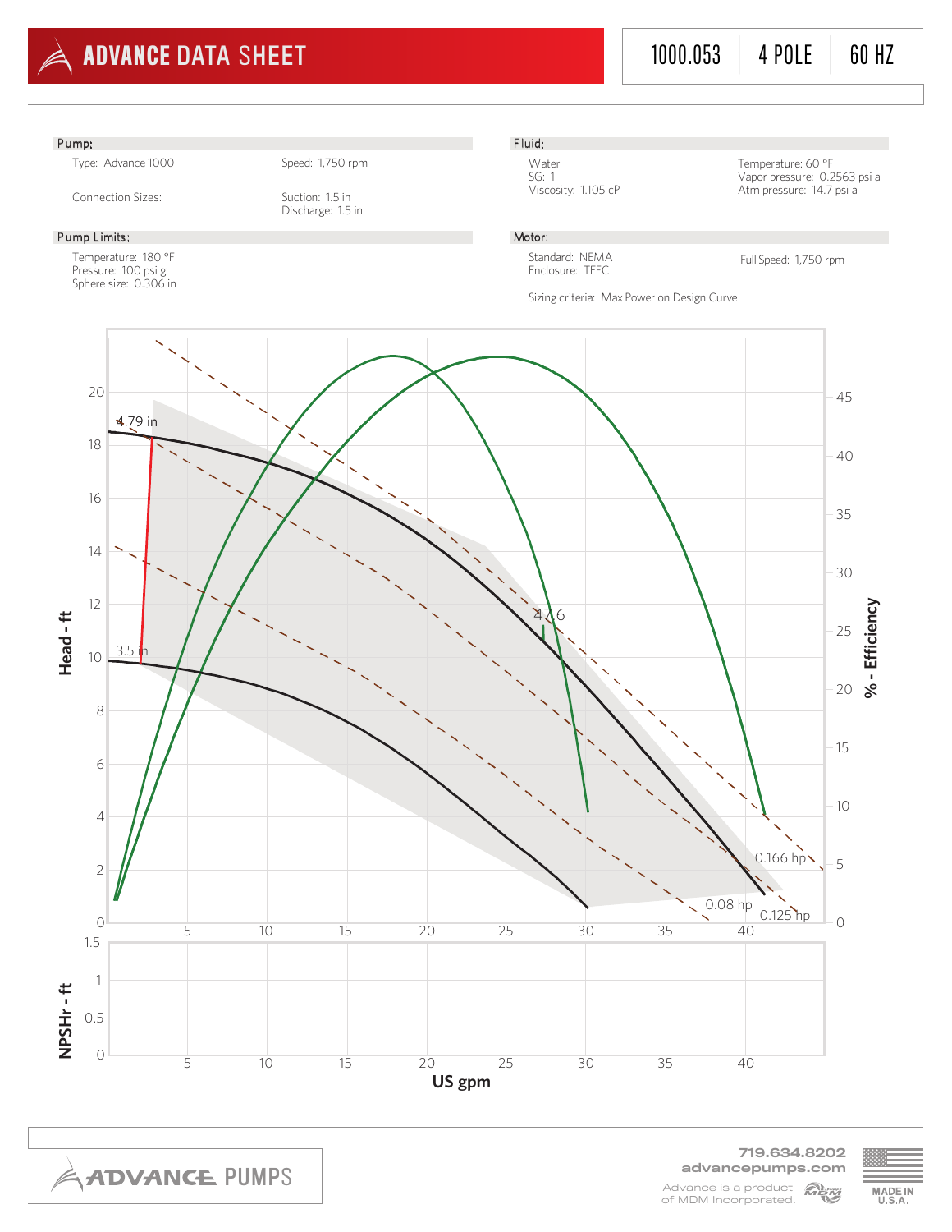# ADVANCE DATA SHEET

| 1000.053 | 4 POLE | 60 HZ |
|---|---|---|

## Pump:

Type: Advance 1000

Speed: 1,750 rpm

Connection Sizes:

Suction: 1.5 in
Discharge: 1.5 in

## Fluid:

Water
SG: 1
Viscosity: 1.105 cP

Temperature: 60 °F
Vapor pressure: 0.2563 psi a
Atm pressure: 14.7 psi a

## Pump Limits:

Temperature: 180 °F
Pressure: 100 psi g
Sphere size: 0.306 in

## Motor:

Standard: NEMA
Enclosure: TEFC

Full Speed: 1,750 rpm

Sizing criteria: Max Power on Design Curve

Head - ft | % - Efficiency

4.79 in | 3.5 in | 47.6 | 0.166 hp | 0.08 hp | 0.125 hp

NPSHr - ft

US gpm

719.634.8202
advancepumps.com

Advance is a product of MDM Incorporated.

MADE IN U.S.A.

ADVANCE PUMPS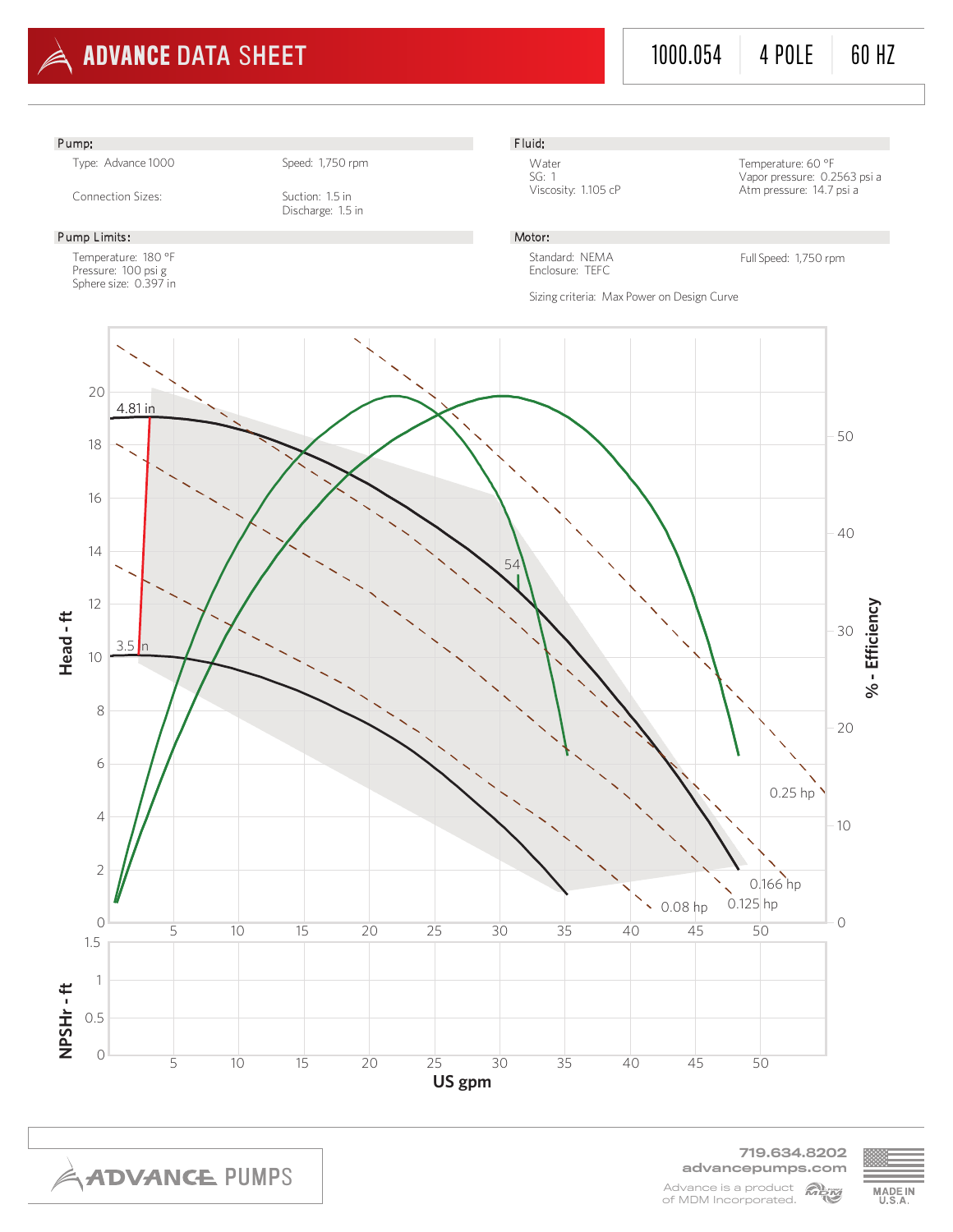# ADVANCE DATA SHEET

1000.054 | 4 POLE | 60 HZ

## Pump:

Type: Advance 1000

Speed: 1,750 rpm

Connection Sizes:

Suction: 1.5 in
Discharge: 1.5 in

## Fluid:

Water
SG: 1
Viscosity: 1.105 cP

Temperature: 60 °F
Vapor pressure: 0.2563 psi a
Atm pressure: 14.7 psi a

## Pump Limits:

Temperature: 180 °F
Pressure: 100 psi g
Sphere size: 0.397 in

## Motor:

Standard: NEMA
Enclosure: TEFC

Full Speed: 1,750 rpm

Sizing criteria: Max Power on Design Curve

Head - ft

4.81 in

3.5 in

54

0.25 hp

0.166 hp

0.125 hp

0.08 hp

% - Efficiency

NPSHr - ft

US gpm

719.634.8202
advancepumps.com

Advance is a product of MDM Incorporated.

MADE IN U.S.A.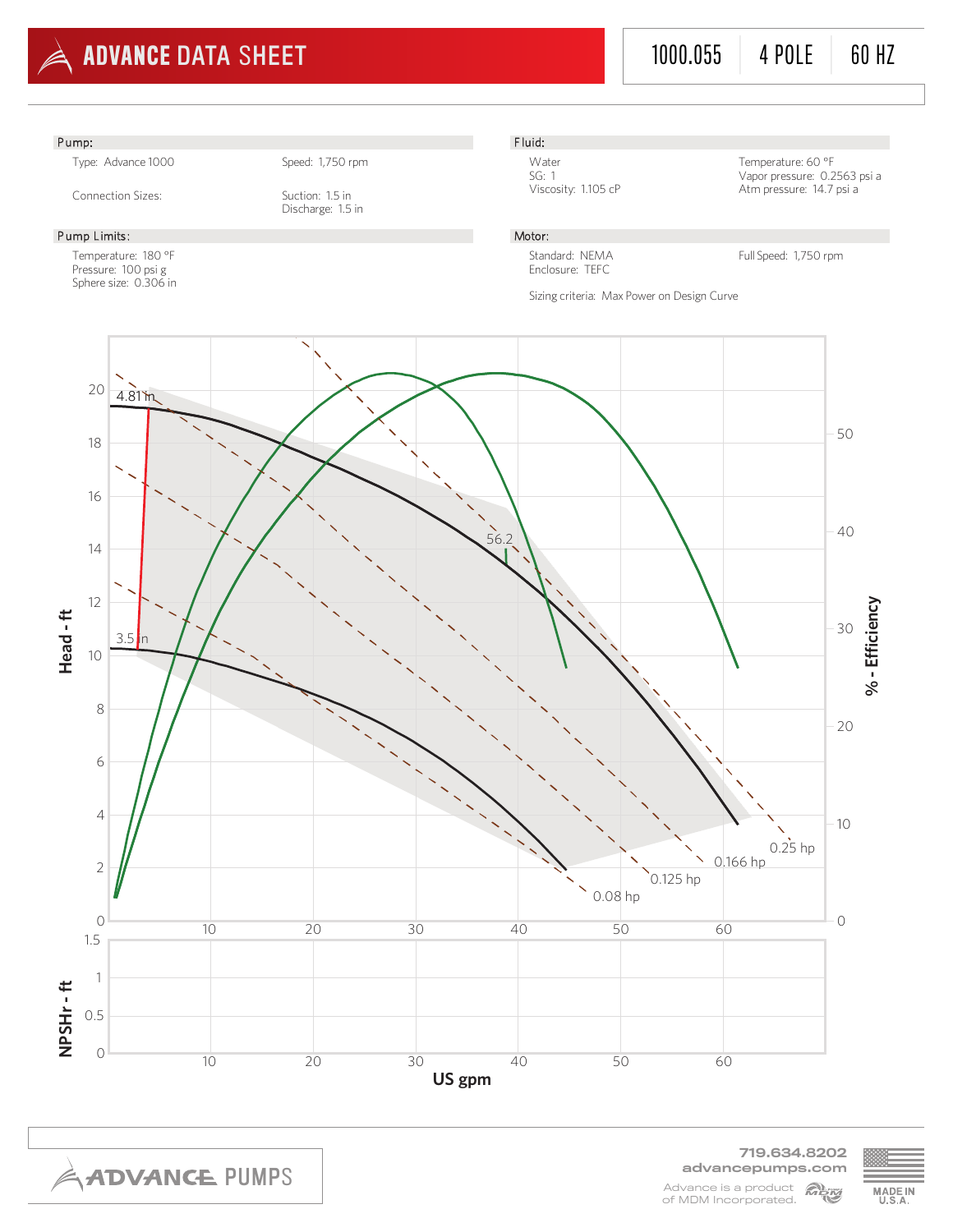# ADVANCE DATA SHEET

1000.055 | 4 POLE | 60 HZ

## Pump:

Type: Advance 1000

Speed: 1,750 rpm

Connection Sizes:

Suction: 1.5 in
Discharge: 1.5 in

## Fluid:

Water
SG: 1
Viscosity: 1.105 cP

Temperature: 60 °F
Vapor pressure: 0.2563 psi a
Atm pressure: 14.7 psi a

## Pump Limits:

Temperature: 180 °F
Pressure: 100 psi g
Sphere size: 0.306 in

## Motor:

Standard: NEMA
Enclosure: TEFC

Full Speed: 1,750 rpm

Sizing criteria: Max Power on Design Curve

Head - ft (0–20) | % - Efficiency (0–50) | US gpm (10–60)

Impeller diameters: 4.81 in, 3.5 in

Efficiency: 56.2

Power curves: 0.08 hp, 0.125 hp, 0.166 hp, 0.25 hp

NPSHr - ft (0–1.5) | US gpm (10–60)

719.634.8202
advancepumps.com
Advance is a product of MDM Incorporated.

MADE IN U.S.A.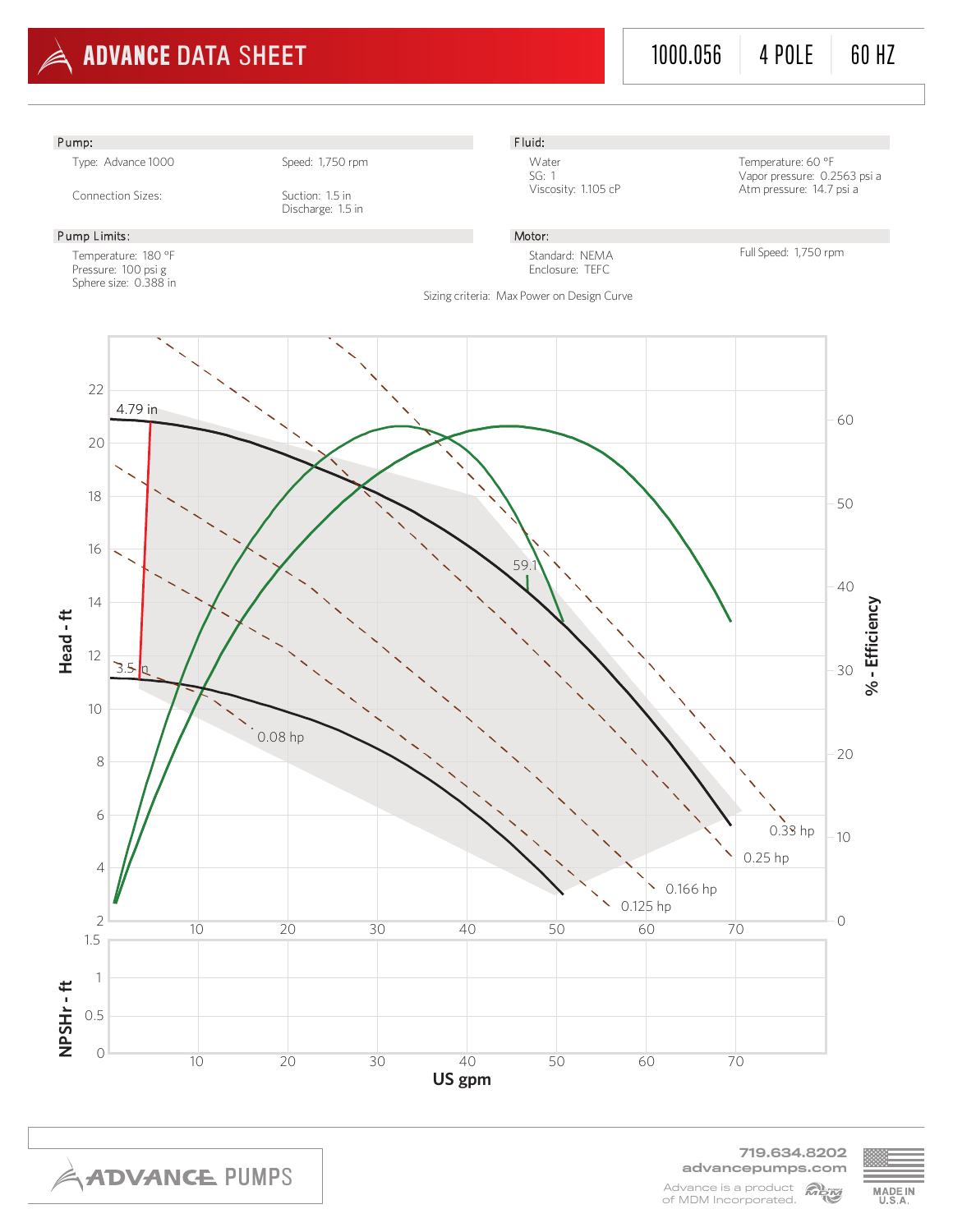# ADVANCE DATA SHEET

1000.056 | 4 POLE | 60 HZ

## Pump:

Type: Advance 1000

Speed: 1,750 rpm

Connection Sizes:

Suction: 1.5 in
Discharge: 1.5 in

## Fluid:

Water
SG: 1
Viscosity: 1.105 cP

Temperature: 60 °F
Vapor pressure: 0.2563 psi a
Atm pressure: 14.7 psi a

## Pump Limits:

Temperature: 180 °F
Pressure: 100 psi g
Sphere size: 0.388 in

## Motor:

Standard: NEMA
Enclosure: TEFC

Full Speed: 1,750 rpm

Sizing criteria: Max Power on Design Curve

Head - ft

22, 20, 18, 16, 14, 12, 10, 8, 6, 4, 2

4.79 in

3.5 in

59.1

0.08 hp

0.125 hp

0.166 hp

0.25 hp

0.33 hp

% - Efficiency

60, 50, 40, 30, 20, 10, 0

NPSHr - ft

1.5, 1, 0.5, 0

10, 20, 30, 40, 50, 60, 70

US gpm

ADVANCE PUMPS

719.634.8202
advancepumps.com

Advance is a product of MDM Incorporated.

MADE IN U.S.A.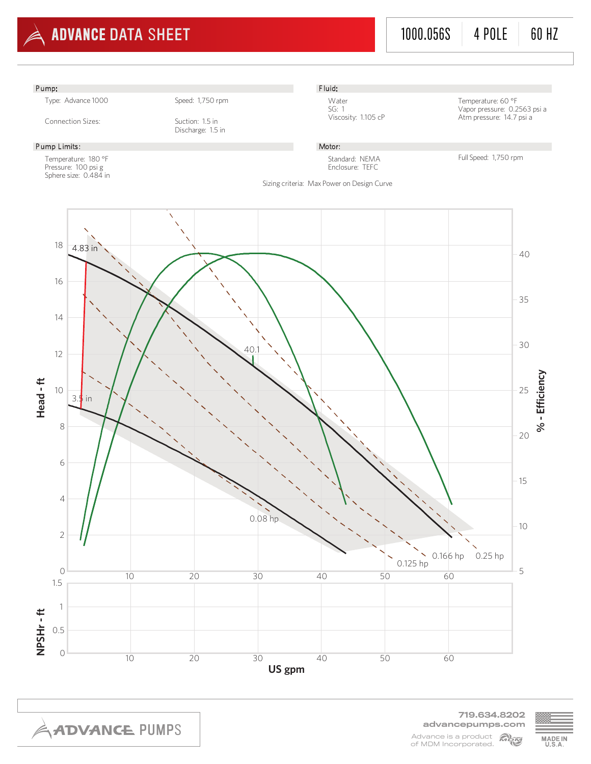# ADVANCE DATA SHEET

1000.056S | 4 POLE | 60 HZ

**Pump:**

Type: Advance 1000
Speed: 1,750 rpm
Connection Sizes:
Suction: 1.5 in
Discharge: 1.5 in

**Fluid:**

Water
SG: 1
Viscosity: 1.105 cP
Temperature: 60 °F
Vapor pressure: 0.2563 psi a
Atm pressure: 14.7 psi a

**Pump Limits:**

Temperature: 180 °F
Pressure: 100 psi g
Sphere size: 0.484 in

**Motor:**

Standard: NEMA
Enclosure: TEFC
Full Speed: 1,750 rpm

Sizing criteria: Max Power on Design Curve

4.83 in
3.5 in
40.1
0.08 hp
0.125 hp
0.166 hp
0.25 hp

Head - ft
% - Efficiency
NPSHr - ft
US gpm

719.634.8202
advancepumps.com
Advance is a product of MDM Incorporated.
MADE IN U.S.A.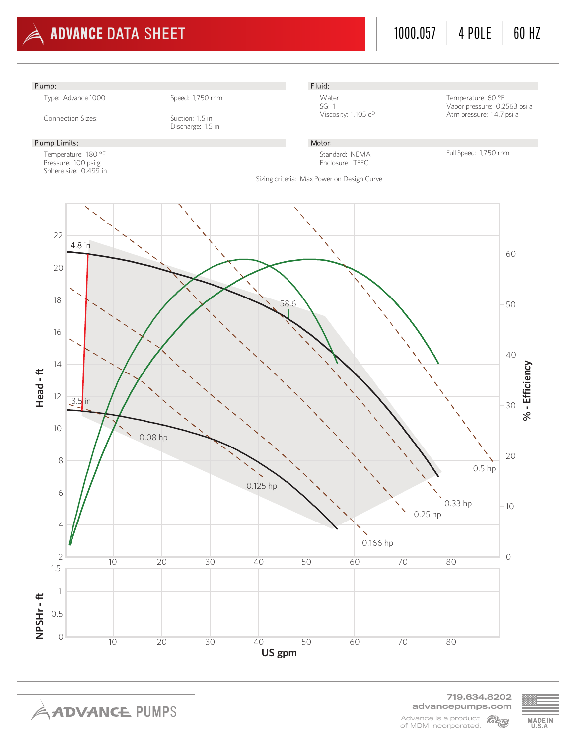# ADVANCE DATA SHEET

1000.057 | 4 POLE | 60 HZ

**Pump:**

Type: Advance 1000

Speed: 1,750 rpm

Connection Sizes:

Suction: 1.5 in
Discharge: 1.5 in

**Fluid:**

Water
SG: 1
Viscosity: 1.105 cP

Temperature: 60 °F
Vapor pressure: 0.2563 psi a
Atm pressure: 14.7 psi a

**Pump Limits:**

Temperature: 180 °F
Pressure: 100 psi g
Sphere size: 0.499 in

**Motor:**

Standard: NEMA
Enclosure: TEFC

Full Speed: 1,750 rpm

Sizing criteria: Max Power on Design Curve

Head - ft
% - Efficiency
4.8 in
3.5 in
58.6
0.08 hp
0.125 hp
0.166 hp
0.25 hp
0.33 hp
0.5 hp
NPSHr - ft
US gpm

719.634.8202
advancepumps.com
Advance is a product of MDM Incorporated.
MADE IN U.S.A.